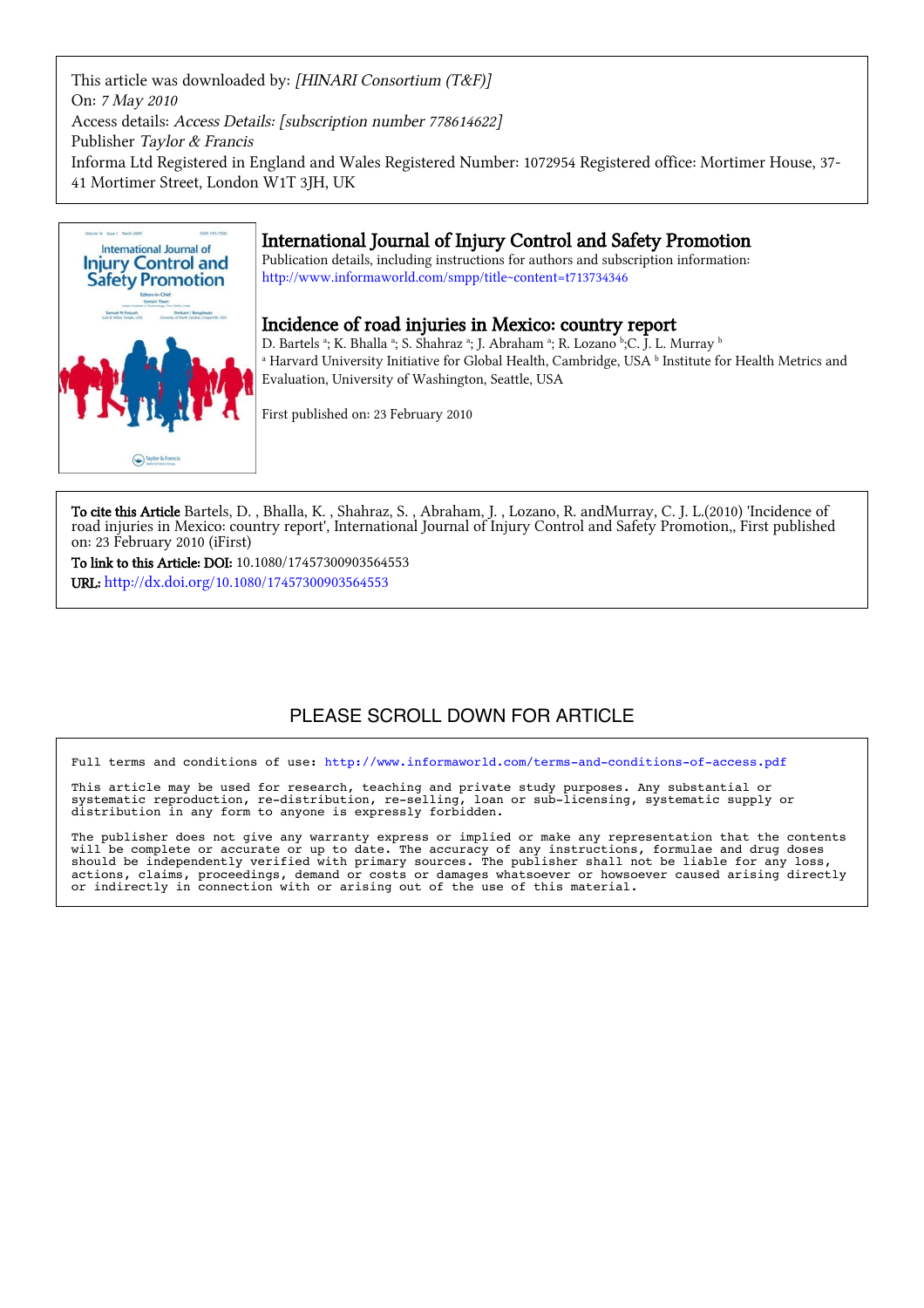This article was downloaded by: *[HINARI Consortium (T&F)]*
On: *7 May 2010*
Access details: *Access Details: [subscription number 778614622]*
Publisher *Taylor & Francis*
Informa Ltd Registered in England and Wales Registered Number: 1072954 Registered office: Mortimer House, 37-41 Mortimer Street, London W1T 3JH, UK

# International Journal of Injury Control and Safety Promotion

Publication details, including instructions for authors and subscription information:
http://www.informaworld.com/smpp/title~content=t713734346

## Incidence of road injuries in Mexico: country report

D. Bartels [a]; K. Bhalla [a]; S. Shahraz [a]; J. Abraham [a]; R. Lozano [b]; C. J. L. Murray [b]

[a] Harvard University Initiative for Global Health, Cambridge, USA [b] Institute for Health Metrics and Evaluation, University of Washington, Seattle, USA

First published on: 23 February 2010

**To cite this Article** Bartels, D. , Bhalla, K. , Shahraz, S. , Abraham, J. , Lozano, R. andMurray, C. J. L.(2010) 'Incidence of road injuries in Mexico: country report', International Journal of Injury Control and Safety Promotion,, First published on: 23 February 2010 (iFirst)

**To link to this Article: DOI:** 10.1080/17457300903564553

**URL:** http://dx.doi.org/10.1080/17457300903564553

PLEASE SCROLL DOWN FOR ARTICLE

Full terms and conditions of use: http://www.informaworld.com/terms-and-conditions-of-access.pdf

This article may be used for research, teaching and private study purposes. Any substantial or systematic reproduction, re-distribution, re-selling, loan or sub-licensing, systematic supply or distribution in any form to anyone is expressly forbidden.

The publisher does not give any warranty express or implied or make any representation that the contents will be complete or accurate or up to date. The accuracy of any instructions, formulae and drug doses should be independently verified with primary sources. The publisher shall not be liable for any loss, actions, claims, proceedings, demand or costs or damages whatsoever or howsoever caused arising directly or indirectly in connection with or arising out of the use of this material.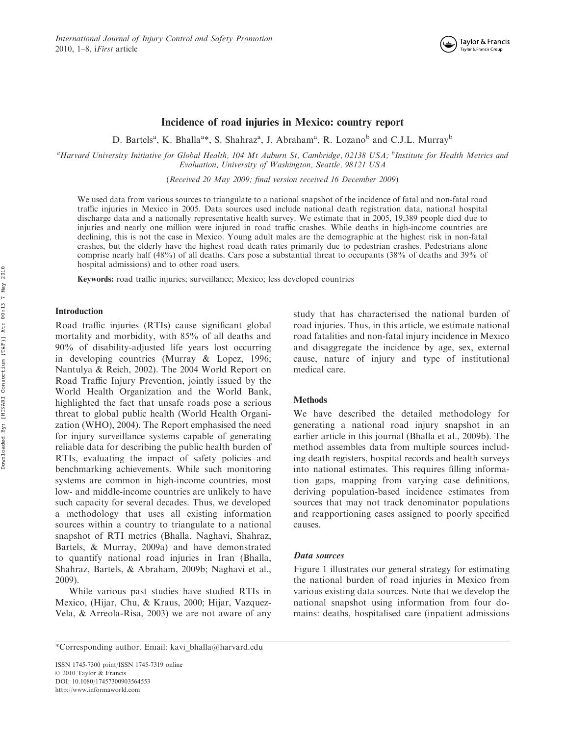# Incidence of road injuries in Mexico: country report

D. Bartels[a], K. Bhalla[a]*, S. Shahraz[a], J. Abraham[a], R. Lozano[b] and C.J.L. Murray[b]

[a]*Harvard University Initiative for Global Health, 104 Mt Auburn St, Cambridge, 02138 USA;* [b]*Institute for Health Metrics and Evaluation, University of Washington, Seattle, 98121 USA*

(*Received 20 May 2009; final version received 16 December 2009*)

We used data from various sources to triangulate to a national snapshot of the incidence of fatal and non-fatal road traffic injuries in Mexico in 2005. Data sources used include national death registration data, national hospital discharge data and a nationally representative health survey. We estimate that in 2005, 19,389 people died due to injuries and nearly one million were injured in road traffic crashes. While deaths in high-income countries are declining, this is not the case in Mexico. Young adult males are the demographic at the highest risk in non-fatal crashes, but the elderly have the highest road death rates primarily due to pedestrian crashes. Pedestrians alone comprise nearly half (48%) of all deaths. Cars pose a substantial threat to occupants (38% of deaths and 39% of hospital admissions) and to other road users.

**Keywords:** road traffic injuries; surveillance; Mexico; less developed countries

## Introduction

Road traffic injuries (RTIs) cause significant global mortality and morbidity, with 85% of all deaths and 90% of disability-adjusted life years lost occurring in developing countries (Murray & Lopez, 1996; Nantulya & Reich, 2002). The 2004 World Report on Road Traffic Injury Prevention, jointly issued by the World Health Organization and the World Bank, highlighted the fact that unsafe roads pose a serious threat to global public health (World Health Organization (WHO), 2004). The Report emphasised the need for injury surveillance systems capable of generating reliable data for describing the public health burden of RTIs, evaluating the impact of safety policies and benchmarking achievements. While such monitoring systems are common in high-income countries, most low- and middle-income countries are unlikely to have such capacity for several decades. Thus, we developed a methodology that uses all existing information sources within a country to triangulate to a national snapshot of RTI metrics (Bhalla, Naghavi, Shahraz, Bartels, & Murray, 2009a) and have demonstrated to quantify national road injuries in Iran (Bhalla, Shahraz, Bartels, & Abraham, 2009b; Naghavi et al., 2009).

While various past studies have studied RTIs in Mexico, (Hijar, Chu, & Kraus, 2000; Hijar, Vazquez-Vela, & Arreola-Risa, 2003) we are not aware of any study that has characterised the national burden of road injuries. Thus, in this article, we estimate national road fatalities and non-fatal injury incidence in Mexico and disaggregate the incidence by age, sex, external cause, nature of injury and type of institutional medical care.

## Methods

We have described the detailed methodology for generating a national road injury snapshot in an earlier article in this journal (Bhalla et al., 2009b). The method assembles data from multiple sources including death registers, hospital records and health surveys into national estimates. This requires filling information gaps, mapping from varying case definitions, deriving population-based incidence estimates from sources that may not track denominator populations and reapportioning cases assigned to poorly specified causes.

### *Data sources*

Figure 1 illustrates our general strategy for estimating the national burden of road injuries in Mexico from various existing data sources. Note that we develop the national snapshot using information from four domains: deaths, hospitalised care (inpatient admissions

*Corresponding author. Email: kavi_bhalla@harvard.edu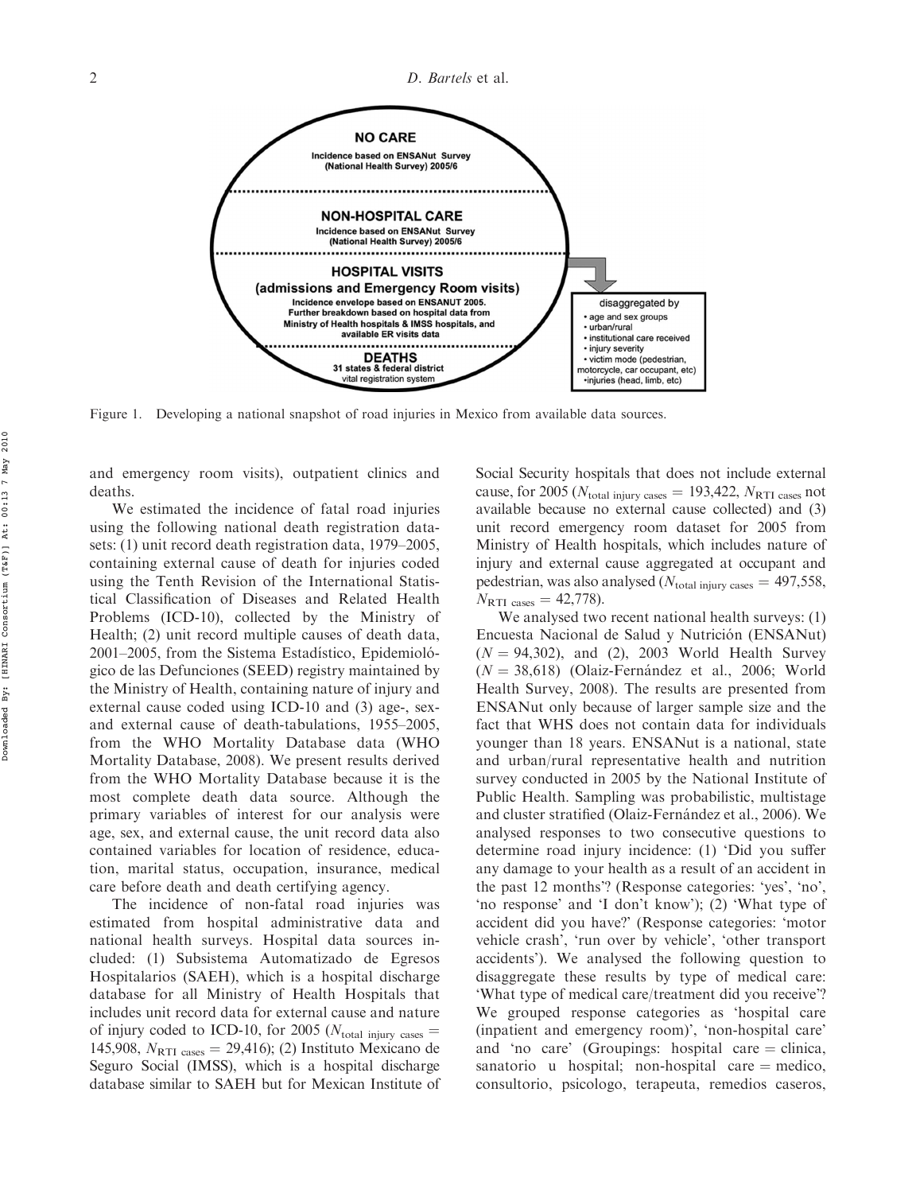Figure 1. Developing a national snapshot of road injuries in Mexico from available data sources.

and emergency room visits), outpatient clinics and deaths.

We estimated the incidence of fatal road injuries using the following national death registration datasets: (1) unit record death registration data, 1979–2005, containing external cause of death for injuries coded using the Tenth Revision of the International Statistical Classification of Diseases and Related Health Problems (ICD-10), collected by the Ministry of Health; (2) unit record multiple causes of death data, 2001–2005, from the Sistema Estadístico, Epidemiológico de las Defunciones (SEED) registry maintained by the Ministry of Health, containing nature of injury and external cause coded using ICD-10 and (3) age-, sex- and external cause of death-tabulations, 1955–2005, from the WHO Mortality Database data (WHO Mortality Database, 2008). We present results derived from the WHO Mortality Database because it is the most complete death data source. Although the primary variables of interest for our analysis were age, sex, and external cause, the unit record data also contained variables for location of residence, education, marital status, occupation, insurance, medical care before death and death certifying agency.

The incidence of non-fatal road injuries was estimated from hospital administrative data and national health surveys. Hospital data sources included: (1) Subsistema Automatizado de Egresos Hospitalarios (SAEH), which is a hospital discharge database for all Ministry of Health Hospitals that includes unit record data for external cause and nature of injury coded to ICD-10, for 2005 ($N_{\text{total injury cases}} = 145{,}908$, $N_{\text{RTI cases}} = 29{,}416$); (2) Instituto Mexicano de Seguro Social (IMSS), which is a hospital discharge database similar to SAEH but for Mexican Institute of Social Security hospitals that does not include external cause, for 2005 ($N_{\text{total injury cases}} = 193{,}422$, $N_{\text{RTI cases}}$ not available because no external cause collected) and (3) unit record emergency room dataset for 2005 from Ministry of Health hospitals, which includes nature of injury and external cause aggregated at occupant and pedestrian, was also analysed ($N_{\text{total injury cases}} = 497{,}558$, $N_{\text{RTI cases}} = 42{,}778$).

We analysed two recent national health surveys: (1) Encuesta Nacional de Salud y Nutrición (ENSANut) ($N = 94{,}302$), and (2), 2003 World Health Survey ($N = 38{,}618$) (Olaiz-Fernández et al., 2006; World Health Survey, 2008). The results are presented from ENSANut only because of larger sample size and the fact that WHS does not contain data for individuals younger than 18 years. ENSANut is a national, state and urban/rural representative health and nutrition survey conducted in 2005 by the National Institute of Public Health. Sampling was probabilistic, multistage and cluster stratified (Olaiz-Fernández et al., 2006). We analysed responses to two consecutive questions to determine road injury incidence: (1) 'Did you suffer any damage to your health as a result of an accident in the past 12 months'? (Response categories: 'yes', 'no', 'no response' and 'I don't know'); (2) 'What type of accident did you have?' (Response categories: 'motor vehicle crash', 'run over by vehicle', 'other transport accidents'). We analysed the following question to disaggregate these results by type of medical care: 'What type of medical care/treatment did you receive'? We grouped response categories as 'hospital care (inpatient and emergency room)', 'non-hospital care' and 'no care' (Groupings: hospital care = clinica, sanatorio u hospital; non-hospital care = medico, consultorio, psicologo, terapeuta, remedios caseros,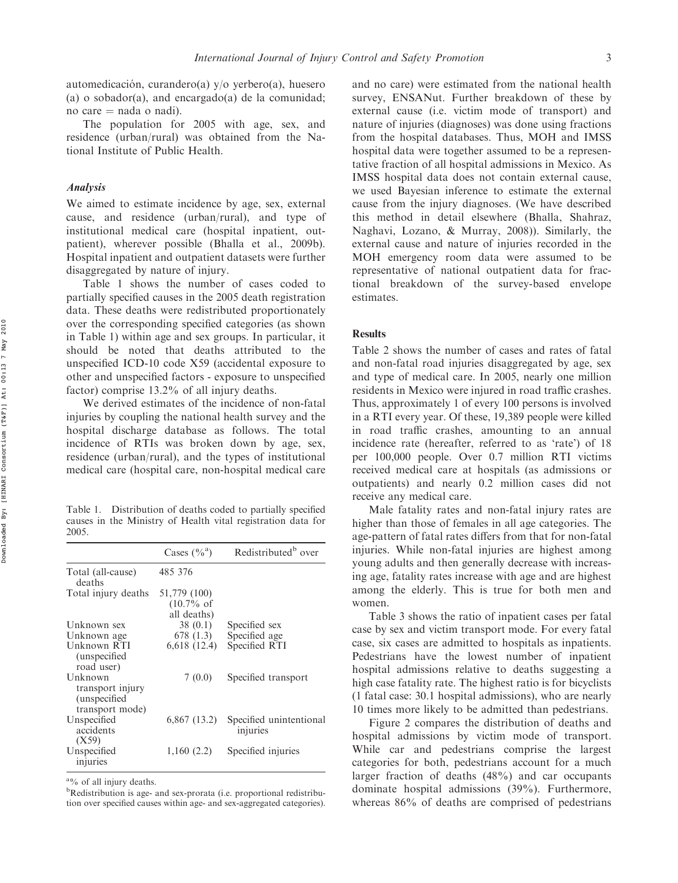automedicación, curandero(a) y/o yerbero(a), huesero (a) o sobador(a), and encargado(a) de la comunidad; no care = nada o nadi).

The population for 2005 with age, sex, and residence (urban/rural) was obtained from the National Institute of Public Health.

### Analysis

We aimed to estimate incidence by age, sex, external cause, and residence (urban/rural), and type of institutional medical care (hospital inpatient, outpatient), wherever possible (Bhalla et al., 2009b). Hospital inpatient and outpatient datasets were further disaggregated by nature of injury.

Table 1 shows the number of cases coded to partially specified causes in the 2005 death registration data. These deaths were redistributed proportionately over the corresponding specified categories (as shown in Table 1) within age and sex groups. In particular, it should be noted that deaths attributed to the unspecified ICD-10 code X59 (accidental exposure to other and unspecified factors - exposure to unspecified factor) comprise 13.2% of all injury deaths.

We derived estimates of the incidence of non-fatal injuries by coupling the national health survey and the hospital discharge database as follows. The total incidence of RTIs was broken down by age, sex, residence (urban/rural), and the types of institutional medical care (hospital care, non-hospital medical care and no care) were estimated from the national health survey, ENSANut. Further breakdown of these by external cause (i.e. victim mode of transport) and nature of injuries (diagnoses) was done using fractions from the hospital databases. Thus, MOH and IMSS hospital data were together assumed to be a representative fraction of all hospital admissions in Mexico. As IMSS hospital data does not contain external cause, we used Bayesian inference to estimate the external cause from the injury diagnoses. (We have described this method in detail elsewhere (Bhalla, Shahraz, Naghavi, Lozano, & Murray, 2008)). Similarly, the external cause and nature of injuries recorded in the MOH emergency room data were assumed to be representative of national outpatient data for fractional breakdown of the survey-based envelope estimates.

Table 1. Distribution of deaths coded to partially specified causes in the Ministry of Health vital registration data for 2005.

| | Cases (%[a]) | Redistributed[b] over |
|---|---|---|
| Total (all-cause) deaths | 485 376 | |
| Total injury deaths | 51,779 (100) (10.7% of all deaths) | |
| Unknown sex | 38 (0.1) | Specified sex |
| Unknown age | 678 (1.3) | Specified age |
| Unknown RTI (unspecified road user) | 6,618 (12.4) | Specified RTI |
| Unknown transport injury (unspecified transport mode) | 7 (0.0) | Specified transport |
| Unspecified accidents (X59) | 6,867 (13.2) | Specified unintentional injuries |
| Unspecified injuries | 1,160 (2.2) | Specified injuries |

[a]% of all injury deaths.
[b]Redistribution is age- and sex-prorata (i.e. proportional redistribution over specified causes within age- and sex-aggregated categories).

## Results

Table 2 shows the number of cases and rates of fatal and non-fatal road injuries disaggregated by age, sex and type of medical care. In 2005, nearly one million residents in Mexico were injured in road traffic crashes. Thus, approximately 1 of every 100 persons is involved in a RTI every year. Of these, 19,389 people were killed in road traffic crashes, amounting to an annual incidence rate (hereafter, referred to as 'rate') of 18 per 100,000 people. Over 0.7 million RTI victims received medical care at hospitals (as admissions or outpatients) and nearly 0.2 million cases did not receive any medical care.

Male fatality rates and non-fatal injury rates are higher than those of females in all age categories. The age-pattern of fatal rates differs from that for non-fatal injuries. While non-fatal injuries are highest among young adults and then generally decrease with increasing age, fatality rates increase with age and are highest among the elderly. This is true for both men and women.

Table 3 shows the ratio of inpatient cases per fatal case by sex and victim transport mode. For every fatal case, six cases are admitted to hospitals as inpatients. Pedestrians have the lowest number of inpatient hospital admissions relative to deaths suggesting a high case fatality rate. The highest ratio is for bicyclists (1 fatal case: 30.1 hospital admissions), who are nearly 10 times more likely to be admitted than pedestrians.

Figure 2 compares the distribution of deaths and hospital admissions by victim mode of transport. While car and pedestrians comprise the largest categories for both, pedestrians account for a much larger fraction of deaths (48%) and car occupants dominate hospital admissions (39%). Furthermore, whereas 86% of deaths are comprised of pedestrians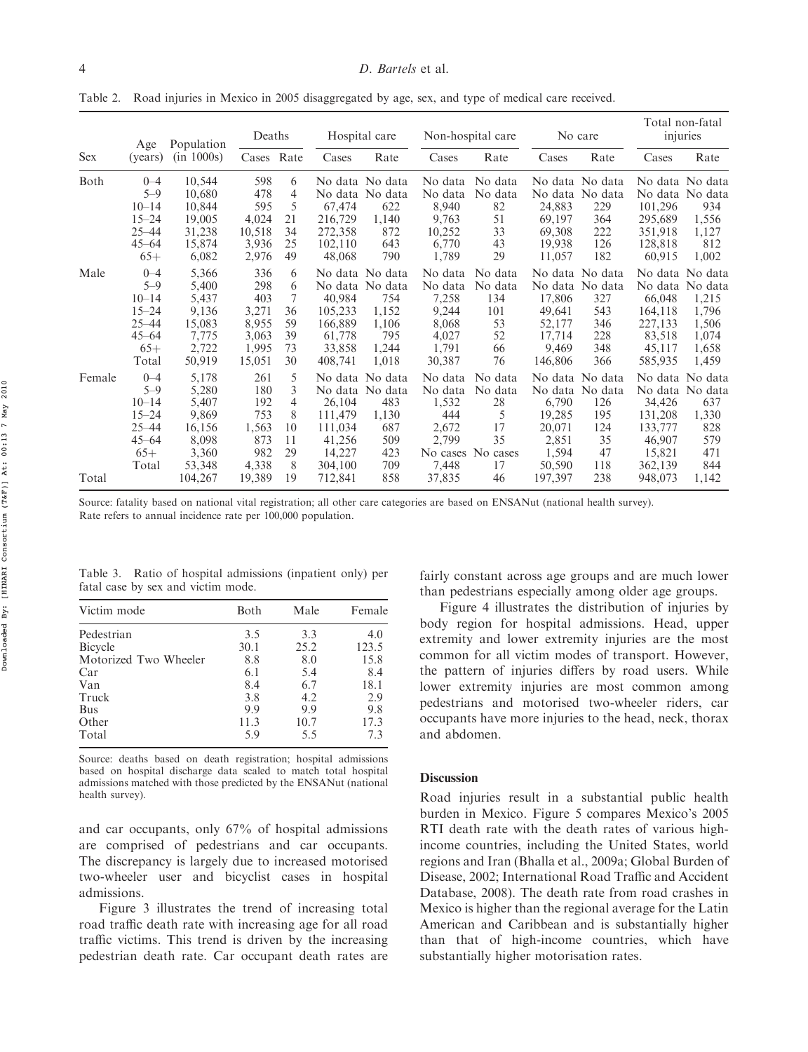Table 2. Road injuries in Mexico in 2005 disaggregated by age, sex, and type of medical care received.

| Sex | Age (years) | Population (in 1000s) | Deaths | | Hospital care | | Non-hospital care | | No care | | Total non-fatal injuries | |
|---|---|---|---|---|---|---|---|---|---|---|---|---|
| | | | Cases | Rate | Cases | Rate | Cases | Rate | Cases | Rate | Cases | Rate |
| Both | 0–4 | 10,544 | 598 | 6 | No data | No data | No data | No data | No data | No data | No data | No data |
| | 5–9 | 10,680 | 478 | 4 | No data | No data | No data | No data | No data | No data | No data | No data |
| | 10–14 | 10,844 | 595 | 5 | 67,474 | 622 | 8,940 | 82 | 24,883 | 229 | 101,296 | 934 |
| | 15–24 | 19,005 | 4,024 | 21 | 216,729 | 1,140 | 9,763 | 51 | 69,197 | 364 | 295,689 | 1,556 |
| | 25–44 | 31,238 | 10,518 | 34 | 272,358 | 872 | 10,252 | 33 | 69,308 | 222 | 351,918 | 1,127 |
| | 45–64 | 15,874 | 3,936 | 25 | 102,110 | 643 | 6,770 | 43 | 19,938 | 126 | 128,818 | 812 |
| | 65+ | 6,082 | 2,976 | 49 | 48,068 | 790 | 1,789 | 29 | 11,057 | 182 | 60,915 | 1,002 |
| Male | 0–4 | 5,366 | 336 | 6 | No data | No data | No data | No data | No data | No data | No data | No data |
| | 5–9 | 5,400 | 298 | 6 | No data | No data | No data | No data | No data | No data | No data | No data |
| | 10–14 | 5,437 | 403 | 7 | 40,984 | 754 | 7,258 | 134 | 17,806 | 327 | 66,048 | 1,215 |
| | 15–24 | 9,136 | 3,271 | 36 | 105,233 | 1,152 | 9,244 | 101 | 49,641 | 543 | 164,118 | 1,796 |
| | 25–44 | 15,083 | 8,955 | 59 | 166,889 | 1,106 | 8,068 | 53 | 52,177 | 346 | 227,133 | 1,506 |
| | 45–64 | 7,775 | 3,063 | 39 | 61,778 | 795 | 4,027 | 52 | 17,714 | 228 | 83,518 | 1,074 |
| | 65+ | 2,722 | 1,995 | 73 | 33,858 | 1,244 | 1,791 | 66 | 9,469 | 348 | 45,117 | 1,658 |
| | Total | 50,919 | 15,051 | 30 | 408,741 | 1,018 | 30,387 | 76 | 146,806 | 366 | 585,935 | 1,459 |
| Female | 0–4 | 5,178 | 261 | 5 | No data | No data | No data | No data | No data | No data | No data | No data |
| | 5–9 | 5,280 | 180 | 3 | No data | No data | No data | No data | No data | No data | No data | No data |
| | 10–14 | 5,407 | 192 | 4 | 26,104 | 483 | 1,532 | 28 | 6,790 | 126 | 34,426 | 637 |
| | 15–24 | 9,869 | 753 | 8 | 111,479 | 1,130 | 444 | 5 | 19,285 | 195 | 131,208 | 1,330 |
| | 25–44 | 16,156 | 1,563 | 10 | 111,034 | 687 | 2,672 | 17 | 20,071 | 124 | 133,777 | 828 |
| | 45–64 | 8,098 | 873 | 11 | 41,256 | 509 | 2,799 | 35 | 2,851 | 35 | 46,907 | 579 |
| | 65+ | 3,360 | 982 | 29 | 14,227 | 423 | No cases | No cases | 1,594 | 47 | 15,821 | 471 |
| | Total | 53,348 | 4,338 | 8 | 304,100 | 709 | 7,448 | 17 | 50,590 | 118 | 362,139 | 844 |
| Total | | 104,267 | 19,389 | 19 | 712,841 | 858 | 37,835 | 46 | 197,397 | 238 | 948,073 | 1,142 |

Source: fatality based on national vital registration; all other care categories are based on ENSANut (national health survey).
Rate refers to annual incidence rate per 100,000 population.

Table 3. Ratio of hospital admissions (inpatient only) per fatal case by sex and victim mode.

| Victim mode | Both | Male | Female |
|---|---|---|---|
| Pedestrian | 3.5 | 3.3 | 4.0 |
| Bicycle | 30.1 | 25.2 | 123.5 |
| Motorized Two Wheeler | 8.8 | 8.0 | 15.8 |
| Car | 6.1 | 5.4 | 8.4 |
| Van | 8.4 | 6.7 | 18.1 |
| Truck | 3.8 | 4.2 | 2.9 |
| Bus | 9.9 | 9.9 | 9.8 |
| Other | 11.3 | 10.7 | 17.3 |
| Total | 5.9 | 5.5 | 7.3 |

Source: deaths based on death registration; hospital admissions based on hospital discharge data scaled to match total hospital admissions matched with those predicted by the ENSANut (national health survey).

and car occupants, only 67% of hospital admissions are comprised of pedestrians and car occupants. The discrepancy is largely due to increased motorised two-wheeler user and bicyclist cases in hospital admissions.

Figure 3 illustrates the trend of increasing total road traffic death rate with increasing age for all road traffic victims. This trend is driven by the increasing pedestrian death rate. Car occupant death rates are fairly constant across age groups and are much lower than pedestrians especially among older age groups.

Figure 4 illustrates the distribution of injuries by body region for hospital admissions. Head, upper extremity and lower extremity injuries are the most common for all victim modes of transport. However, the pattern of injuries differs by road users. While lower extremity injuries are most common among pedestrians and motorised two-wheeler riders, car occupants have more injuries to the head, neck, thorax and abdomen.

## Discussion

Road injuries result in a substantial public health burden in Mexico. Figure 5 compares Mexico's 2005 RTI death rate with the death rates of various high-income countries, including the United States, world regions and Iran (Bhalla et al., 2009a; Global Burden of Disease, 2002; International Road Traffic and Accident Database, 2008). The death rate from road crashes in Mexico is higher than the regional average for the Latin American and Caribbean and is substantially higher than that of high-income countries, which have substantially higher motorisation rates.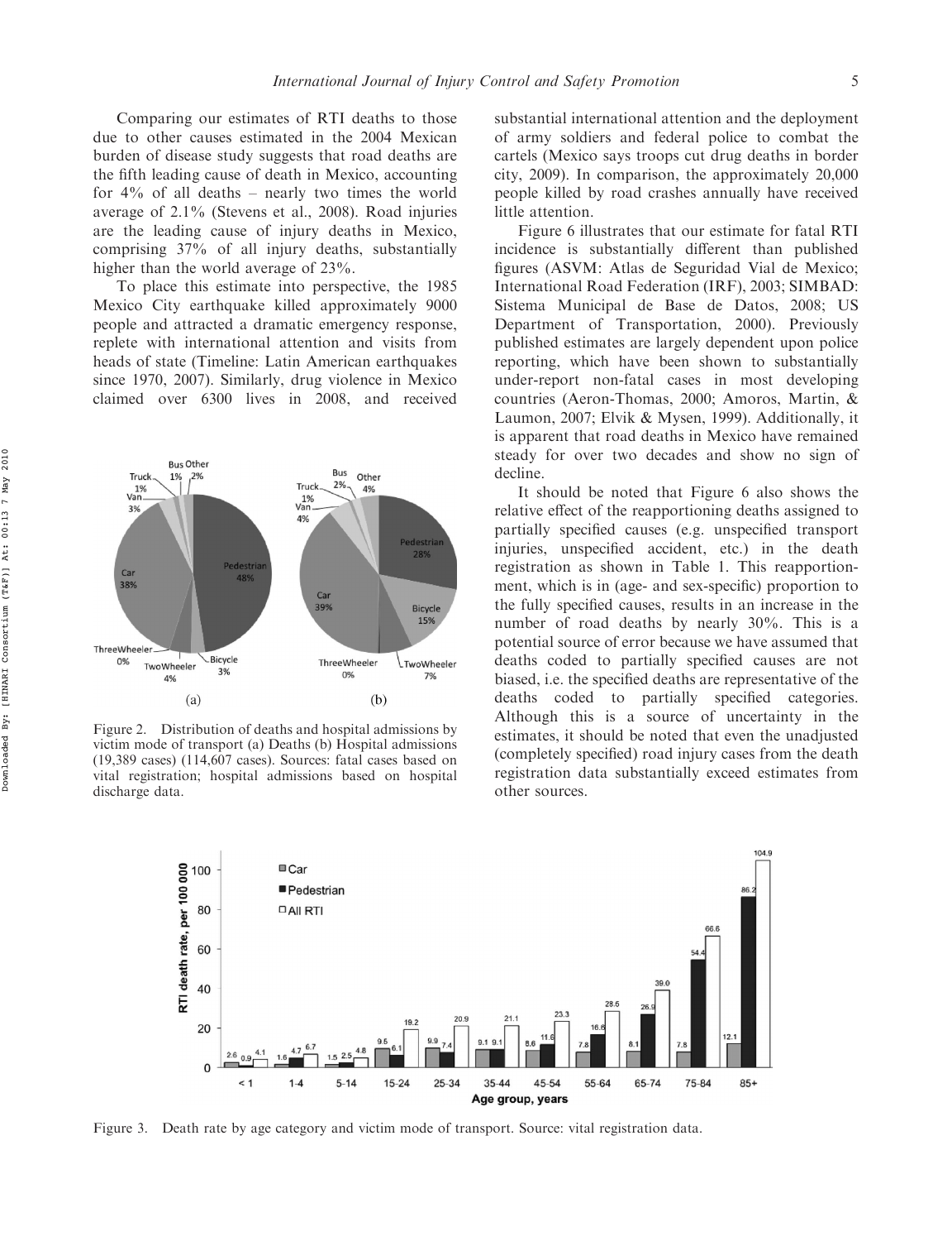Comparing our estimates of RTI deaths to those due to other causes estimated in the 2004 Mexican burden of disease study suggests that road deaths are the fifth leading cause of death in Mexico, accounting for 4% of all deaths – nearly two times the world average of 2.1% (Stevens et al., 2008). Road injuries are the leading cause of injury deaths in Mexico, comprising 37% of all injury deaths, substantially higher than the world average of 23%.

To place this estimate into perspective, the 1985 Mexico City earthquake killed approximately 9000 people and attracted a dramatic emergency response, replete with international attention and visits from heads of state (Timeline: Latin American earthquakes since 1970, 2007). Similarly, drug violence in Mexico claimed over 6300 lives in 2008, and received substantial international attention and the deployment of army soldiers and federal police to combat the cartels (Mexico says troops cut drug deaths in border city, 2009). In comparison, the approximately 20,000 people killed by road crashes annually have received little attention.

Figure 2. Distribution of deaths and hospital admissions by victim mode of transport (a) Deaths (b) Hospital admissions (19,389 cases) (114,607 cases). Sources: fatal cases based on vital registration; hospital admissions based on hospital discharge data.

Figure 6 illustrates that our estimate for fatal RTI incidence is substantially different than published figures (ASVM: Atlas de Seguridad Vial de Mexico; International Road Federation (IRF), 2003; SIMBAD: Sistema Municipal de Base de Datos, 2008; US Department of Transportation, 2000). Previously published estimates are largely dependent upon police reporting, which have been shown to substantially under-report non-fatal cases in most developing countries (Aeron-Thomas, 2000; Amoros, Martin, & Laumon, 2007; Elvik & Mysen, 1999). Additionally, it is apparent that road deaths in Mexico have remained steady for over two decades and show no sign of decline.

It should be noted that Figure 6 also shows the relative effect of the reapportioning deaths assigned to partially specified causes (e.g. unspecified transport injuries, unspecified accident, etc.) in the death registration as shown in Table 1. This reapportionment, which is in (age- and sex-specific) proportion to the fully specified causes, results in an increase in the number of road deaths by nearly 30%. This is a potential source of error because we have assumed that deaths coded to partially specified causes are not biased, i.e. the specified deaths are representative of the deaths coded to partially specified categories. Although this is a source of uncertainty in the estimates, it should be noted that even the unadjusted (completely specified) road injury cases from the death registration data substantially exceed estimates from other sources.

Figure 3. Death rate by age category and victim mode of transport. Source: vital registration data.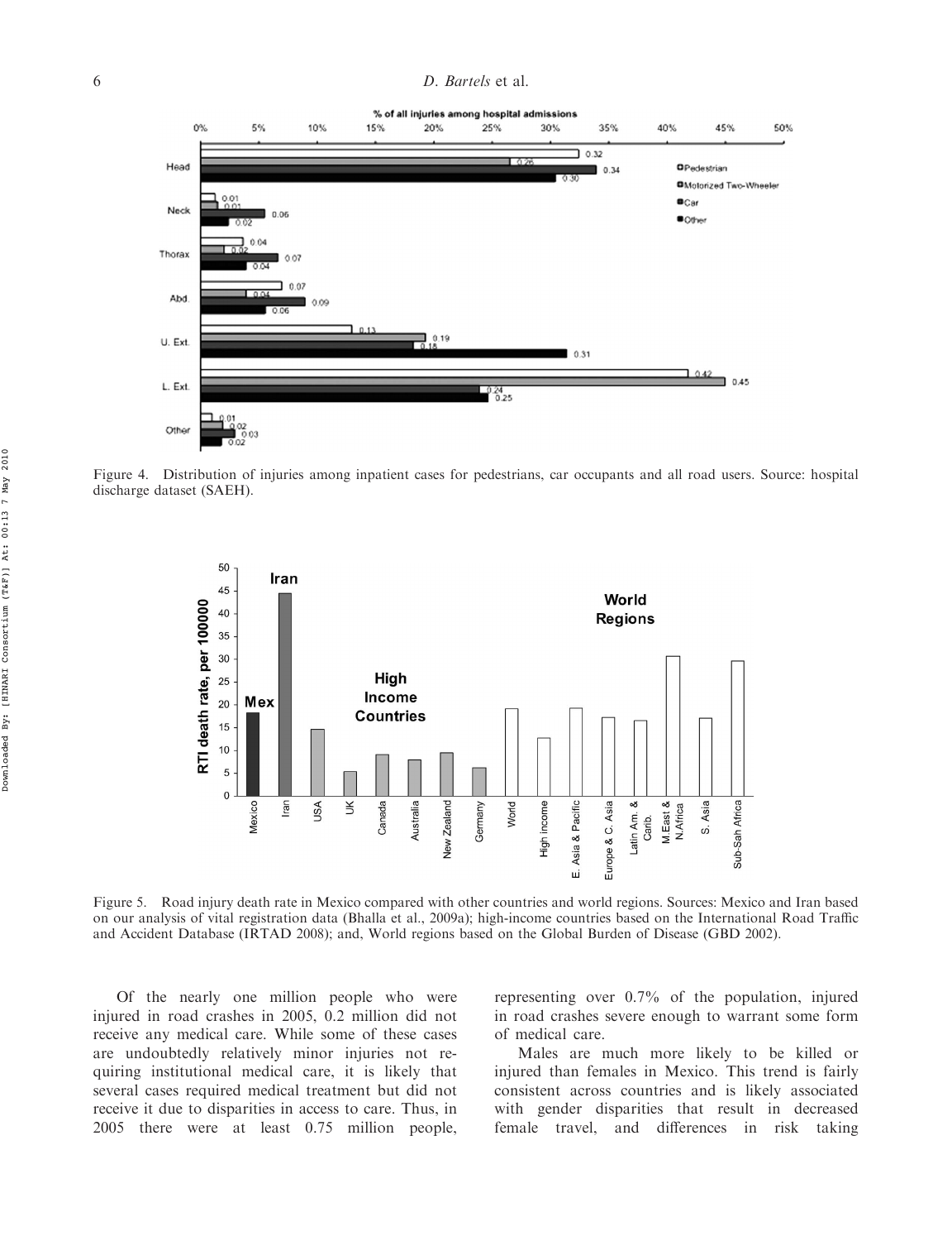Figure 4. Distribution of injuries among inpatient cases for pedestrians, car occupants and all road users. Source: hospital discharge dataset (SAEH).

Figure 5. Road injury death rate in Mexico compared with other countries and world regions. Sources: Mexico and Iran based on our analysis of vital registration data (Bhalla et al., 2009a); high-income countries based on the International Road Traffic and Accident Database (IRTAD 2008); and, World regions based on the Global Burden of Disease (GBD 2002).

Of the nearly one million people who were injured in road crashes in 2005, 0.2 million did not receive any medical care. While some of these cases are undoubtedly relatively minor injuries not requiring institutional medical care, it is likely that several cases required medical treatment but did not receive it due to disparities in access to care. Thus, in 2005 there were at least 0.75 million people, representing over 0.7% of the population, injured in road crashes severe enough to warrant some form of medical care.

Males are much more likely to be killed or injured than females in Mexico. This trend is fairly consistent across countries and is likely associated with gender disparities that result in decreased female travel, and differences in risk taking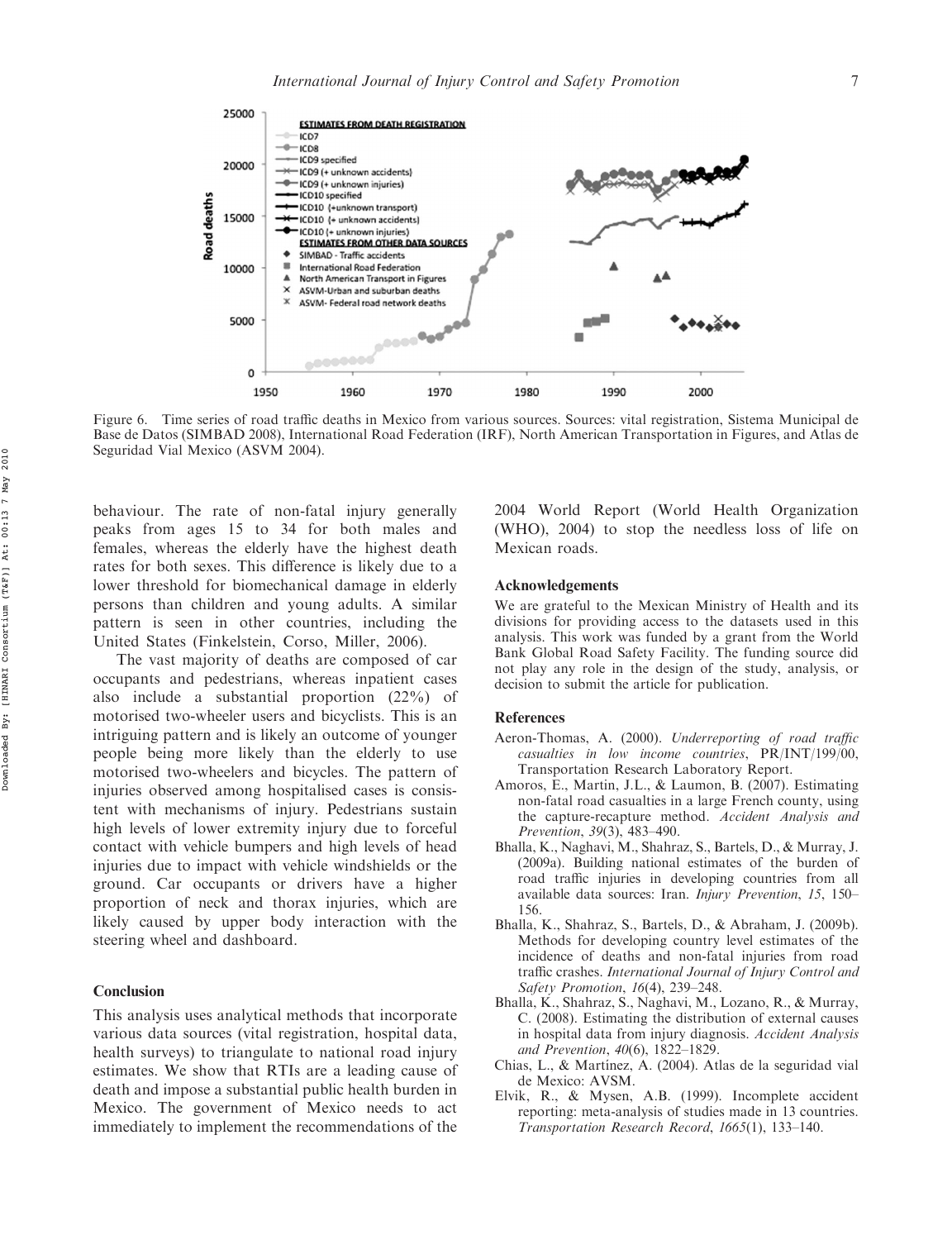Figure 6. Time series of road traffic deaths in Mexico from various sources. Sources: vital registration, Sistema Municipal de Base de Datos (SIMBAD 2008), International Road Federation (IRF), North American Transportation in Figures, and Atlas de Seguridad Vial Mexico (ASVM 2004).

behaviour. The rate of non-fatal injury generally peaks from ages 15 to 34 for both males and females, whereas the elderly have the highest death rates for both sexes. This difference is likely due to a lower threshold for biomechanical damage in elderly persons than children and young adults. A similar pattern is seen in other countries, including the United States (Finkelstein, Corso, Miller, 2006).

The vast majority of deaths are composed of car occupants and pedestrians, whereas inpatient cases also include a substantial proportion (22%) of motorised two-wheeler users and bicyclists. This is an intriguing pattern and is likely an outcome of younger people being more likely than the elderly to use motorised two-wheelers and bicycles. The pattern of injuries observed among hospitalised cases is consistent with mechanisms of injury. Pedestrians sustain high levels of lower extremity injury due to forceful contact with vehicle bumpers and high levels of head injuries due to impact with vehicle windshields or the ground. Car occupants or drivers have a higher proportion of neck and thorax injuries, which are likely caused by upper body interaction with the steering wheel and dashboard.

## Conclusion

This analysis uses analytical methods that incorporate various data sources (vital registration, hospital data, health surveys) to triangulate to national road injury estimates. We show that RTIs are a leading cause of death and impose a substantial public health burden in Mexico. The government of Mexico needs to act immediately to implement the recommendations of the 2004 World Report (World Health Organization (WHO), 2004) to stop the needless loss of life on Mexican roads.

## Acknowledgements

We are grateful to the Mexican Ministry of Health and its divisions for providing access to the datasets used in this analysis. This work was funded by a grant from the World Bank Global Road Safety Facility. The funding source did not play any role in the design of the study, analysis, or decision to submit the article for publication.

## References

Aeron-Thomas, A. (2000). *Underreporting of road traffic casualties in low income countries*, PR/INT/199/00, Transportation Research Laboratory Report.

Amoros, E., Martin, J.L., & Laumon, B. (2007). Estimating non-fatal road casualties in a large French county, using the capture-recapture method. *Accident Analysis and Prevention*, *39*(3), 483–490.

Bhalla, K., Naghavi, M., Shahraz, S., Bartels, D., & Murray, J. (2009a). Building national estimates of the burden of road traffic injuries in developing countries from all available data sources: Iran. *Injury Prevention*, *15*, 150–156.

Bhalla, K., Shahraz, S., Bartels, D., & Abraham, J. (2009b). Methods for developing country level estimates of the incidence of deaths and non-fatal injuries from road traffic crashes. *International Journal of Injury Control and Safety Promotion*, *16*(4), 239–248.

Bhalla, K., Shahraz, S., Naghavi, M., Lozano, R., & Murray, C. (2008). Estimating the distribution of external causes in hospital data from injury diagnosis. *Accident Analysis and Prevention*, *40*(6), 1822–1829.

Chias, L., & Martínez, A. (2004). Atlas de la seguridad vial de Mexico: AVSM.

Elvik, R., & Mysen, A.B. (1999). Incomplete accident reporting: meta-analysis of studies made in 13 countries. *Transportation Research Record*, *1665*(1), 133–140.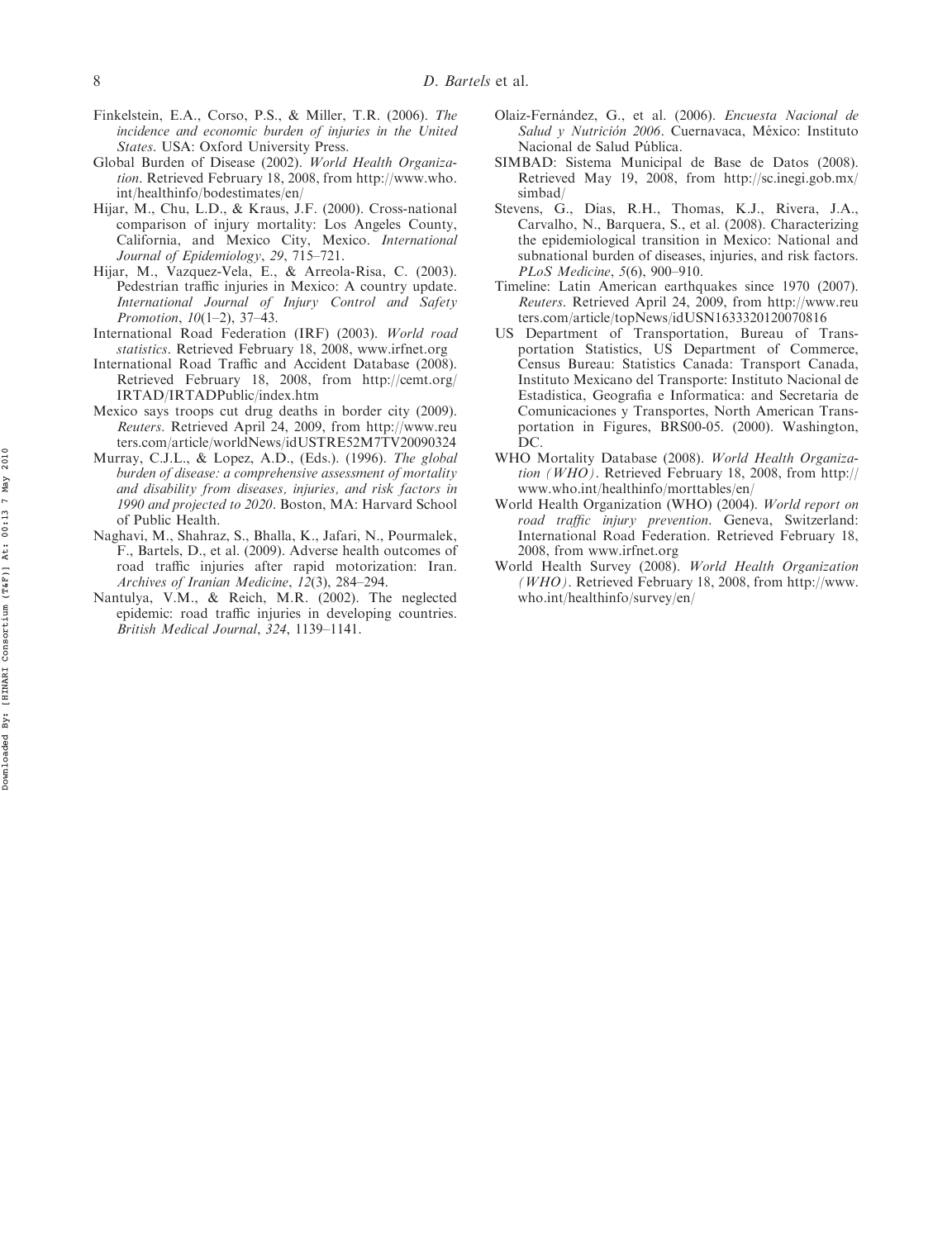Finkelstein, E.A., Corso, P.S., & Miller, T.R. (2006). *The incidence and economic burden of injuries in the United States*. USA: Oxford University Press.

Global Burden of Disease (2002). *World Health Organization*. Retrieved February 18, 2008, from http://www.who.int/healthinfo/bodestimates/en/

Hijar, M., Chu, L.D., & Kraus, J.F. (2000). Cross-national comparison of injury mortality: Los Angeles County, California, and Mexico City, Mexico. *International Journal of Epidemiology*, *29*, 715–721.

Hijar, M., Vazquez-Vela, E., & Arreola-Risa, C. (2003). Pedestrian traffic injuries in Mexico: A country update. *International Journal of Injury Control and Safety Promotion*, *10*(1–2), 37–43.

International Road Federation (IRF) (2003). *World road statistics*. Retrieved February 18, 2008, www.irfnet.org

International Road Traffic and Accident Database (2008). Retrieved February 18, 2008, from http://cemt.org/IRTAD/IRTADPublic/index.htm

Mexico says troops cut drug deaths in border city (2009). *Reuters*. Retrieved April 24, 2009, from http://www.reuters.com/article/worldNews/idUSTRE52M7TV20090324

Murray, C.J.L., & Lopez, A.D., (Eds.). (1996). *The global burden of disease: a comprehensive assessment of mortality and disability from diseases, injuries, and risk factors in 1990 and projected to 2020*. Boston, MA: Harvard School of Public Health.

Naghavi, M., Shahraz, S., Bhalla, K., Jafari, N., Pourmalek, F., Bartels, D., et al. (2009). Adverse health outcomes of road traffic injuries after rapid motorization: Iran. *Archives of Iranian Medicine*, *12*(3), 284–294.

Nantulya, V.M., & Reich, M.R. (2002). The neglected epidemic: road traffic injuries in developing countries. *British Medical Journal*, *324*, 1139–1141.

Olaiz-Fernández, G., et al. (2006). *Encuesta Nacional de Salud y Nutrición 2006*. Cuernavaca, México: Instituto Nacional de Salud Pública.

SIMBAD: Sistema Municipal de Base de Datos (2008). Retrieved May 19, 2008, from http://sc.inegi.gob.mx/simbad/

Stevens, G., Dias, R.H., Thomas, K.J., Rivera, J.A., Carvalho, N., Barquera, S., et al. (2008). Characterizing the epidemiological transition in Mexico: National and subnational burden of diseases, injuries, and risk factors. *PLoS Medicine*, *5*(6), 900–910.

Timeline: Latin American earthquakes since 1970 (2007). *Reuters*. Retrieved April 24, 2009, from http://www.reuters.com/article/topNews/idUSN1633320120070816

US Department of Transportation, Bureau of Transportation Statistics, US Department of Commerce, Census Bureau: Statistics Canada: Transport Canada, Instituto Mexicano del Transporte: Instituto Nacional de Estadistica, Geografia e Informatica: and Secretaria de Comunicaciones y Transportes, North American Transportation in Figures, BRS00-05. (2000). Washington, DC.

WHO Mortality Database (2008). *World Health Organization (WHO)*. Retrieved February 18, 2008, from http://www.who.int/healthinfo/morttables/en/

World Health Organization (WHO) (2004). *World report on road traffic injury prevention*. Geneva, Switzerland: International Road Federation. Retrieved February 18, 2008, from www.irfnet.org

World Health Survey (2008). *World Health Organization (WHO)*. Retrieved February 18, 2008, from http://www.who.int/healthinfo/survey/en/